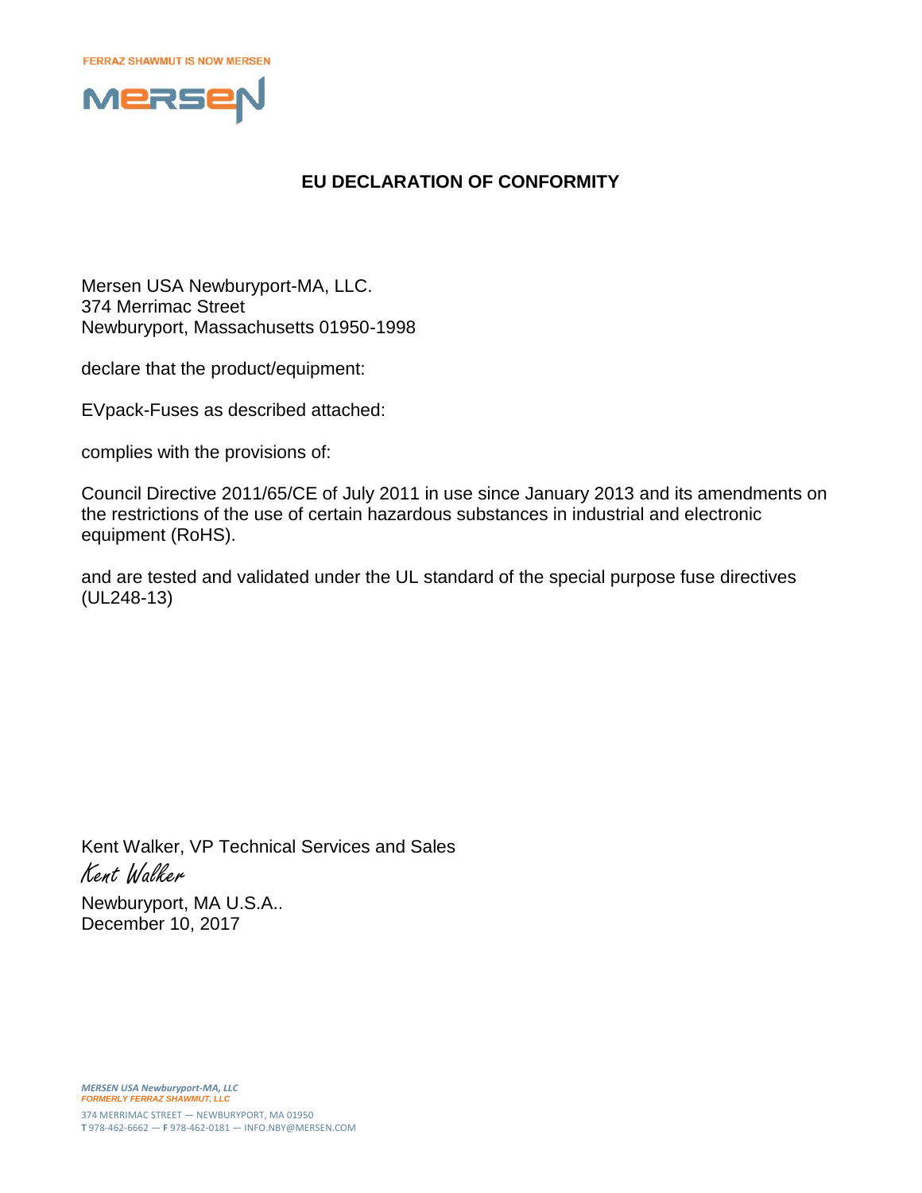FERRAZ SHAWMUT IS NOW MERSEN

MERSEN

# EU DECLARATION OF CONFORMITY

Mersen USA Newburyport-MA, LLC.
374 Merrimac Street
Newburyport, Massachusetts 01950-1998

declare that the product/equipment:

EVpack-Fuses as described attached:

complies with the provisions of:

Council Directive 2011/65/CE of July 2011 in use since January 2013 and its amendments on the restrictions of the use of certain hazardous substances in industrial and electronic equipment (RoHS).

and are tested and validated under the UL standard of the special purpose fuse directives (UL248-13)

Kent Walker, VP Technical Services and Sales
*Kent Walker*
Newburyport, MA U.S.A..
December 10, 2017

*MERSEN USA Newburyport-MA, LLC*
*FORMERLY FERRAZ SHAWMUT, LLC*
374 MERRIMAC STREET — NEWBURYPORT, MA 01950
**T** 978-462-6662 — **F** 978-462-0181 — INFO.NBY@MERSEN.COM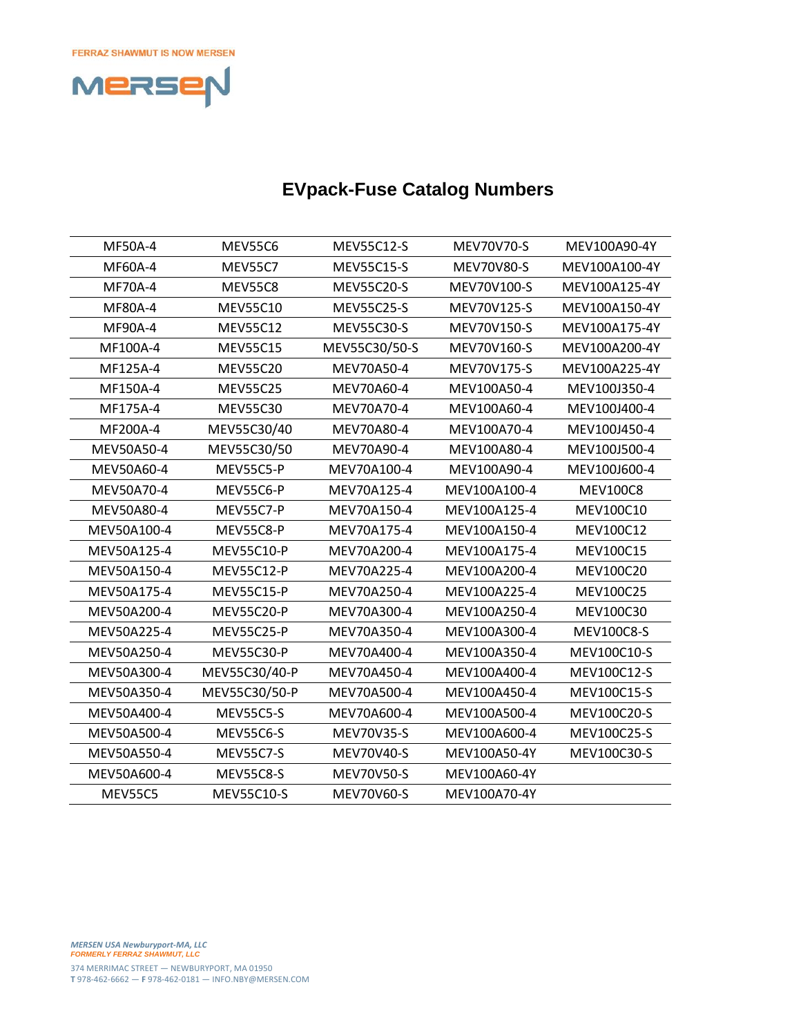FERRAZ SHAWMUT IS NOW MERSEN

MERSEN

# EVpack-Fuse Catalog Numbers

| | | | | |
|---|---|---|---|---|
| MF50A-4 | MEV55C6 | MEV55C12-S | MEV70V70-S | MEV100A90-4Y |
| MF60A-4 | MEV55C7 | MEV55C15-S | MEV70V80-S | MEV100A100-4Y |
| MF70A-4 | MEV55C8 | MEV55C20-S | MEV70V100-S | MEV100A125-4Y |
| MF80A-4 | MEV55C10 | MEV55C25-S | MEV70V125-S | MEV100A150-4Y |
| MF90A-4 | MEV55C12 | MEV55C30-S | MEV70V150-S | MEV100A175-4Y |
| MF100A-4 | MEV55C15 | MEV55C30/50-S | MEV70V160-S | MEV100A200-4Y |
| MF125A-4 | MEV55C20 | MEV70A50-4 | MEV70V175-S | MEV100A225-4Y |
| MF150A-4 | MEV55C25 | MEV70A60-4 | MEV100A50-4 | MEV100J350-4 |
| MF175A-4 | MEV55C30 | MEV70A70-4 | MEV100A60-4 | MEV100J400-4 |
| MF200A-4 | MEV55C30/40 | MEV70A80-4 | MEV100A70-4 | MEV100J450-4 |
| MEV50A50-4 | MEV55C30/50 | MEV70A90-4 | MEV100A80-4 | MEV100J500-4 |
| MEV50A60-4 | MEV55C5-P | MEV70A100-4 | MEV100A90-4 | MEV100J600-4 |
| MEV50A70-4 | MEV55C6-P | MEV70A125-4 | MEV100A100-4 | MEV100C8 |
| MEV50A80-4 | MEV55C7-P | MEV70A150-4 | MEV100A125-4 | MEV100C10 |
| MEV50A100-4 | MEV55C8-P | MEV70A175-4 | MEV100A150-4 | MEV100C12 |
| MEV50A125-4 | MEV55C10-P | MEV70A200-4 | MEV100A175-4 | MEV100C15 |
| MEV50A150-4 | MEV55C12-P | MEV70A225-4 | MEV100A200-4 | MEV100C20 |
| MEV50A175-4 | MEV55C15-P | MEV70A250-4 | MEV100A225-4 | MEV100C25 |
| MEV50A200-4 | MEV55C20-P | MEV70A300-4 | MEV100A250-4 | MEV100C30 |
| MEV50A225-4 | MEV55C25-P | MEV70A350-4 | MEV100A300-4 | MEV100C8-S |
| MEV50A250-4 | MEV55C30-P | MEV70A400-4 | MEV100A350-4 | MEV100C10-S |
| MEV50A300-4 | MEV55C30/40-P | MEV70A450-4 | MEV100A400-4 | MEV100C12-S |
| MEV50A350-4 | MEV55C30/50-P | MEV70A500-4 | MEV100A450-4 | MEV100C15-S |
| MEV50A400-4 | MEV55C5-S | MEV70A600-4 | MEV100A500-4 | MEV100C20-S |
| MEV50A500-4 | MEV55C6-S | MEV70V35-S | MEV100A600-4 | MEV100C25-S |
| MEV50A550-4 | MEV55C7-S | MEV70V40-S | MEV100A50-4Y | MEV100C30-S |
| MEV50A600-4 | MEV55C8-S | MEV70V50-S | MEV100A60-4Y | |
| MEV55C5 | MEV55C10-S | MEV70V60-S | MEV100A70-4Y | |

*MERSEN USA Newburyport-MA, LLC*
*FORMERLY FERRAZ SHAWMUT, LLC*

374 MERRIMAC STREET — NEWBURYPORT, MA 01950
**T** 978-462-6662 — **F** 978-462-0181 — INFO.NBY@MERSEN.COM